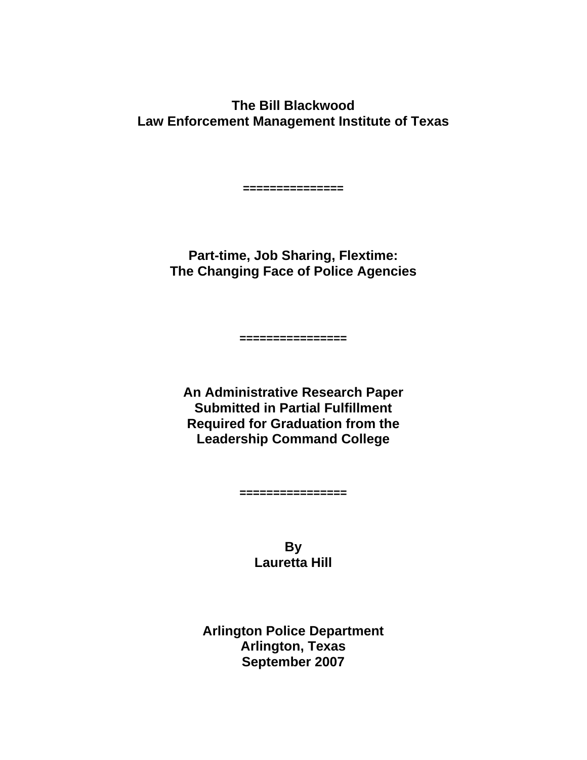**The Bill Blackwood**
**Law Enforcement Management Institute of Texas**

===============

# Part-time, Job Sharing, Flextime: The Changing Face of Police Agencies

================

**An Administrative Research Paper**
**Submitted in Partial Fulfillment**
**Required for Graduation from the**
**Leadership Command College**

================

**By**
**Lauretta Hill**

**Arlington Police Department**
**Arlington, Texas**
**September 2007**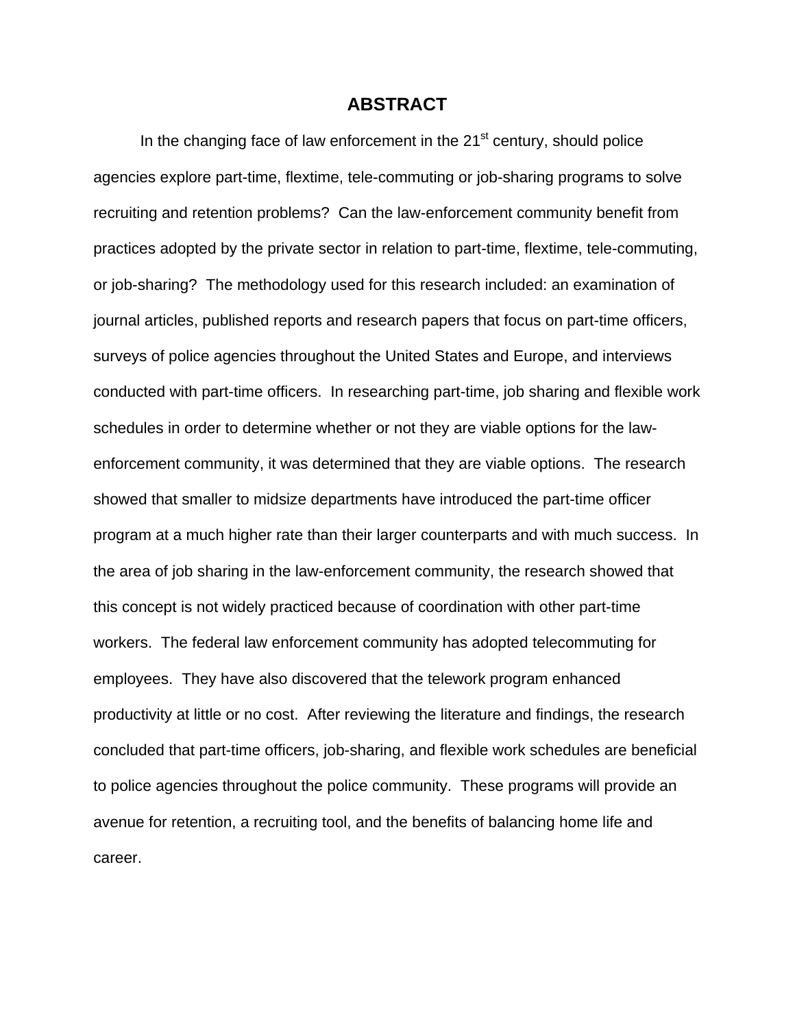# ABSTRACT

In the changing face of law enforcement in the 21st century, should police agencies explore part-time, flextime, tele-commuting or job-sharing programs to solve recruiting and retention problems? Can the law-enforcement community benefit from practices adopted by the private sector in relation to part-time, flextime, tele-commuting, or job-sharing? The methodology used for this research included: an examination of journal articles, published reports and research papers that focus on part-time officers, surveys of police agencies throughout the United States and Europe, and interviews conducted with part-time officers. In researching part-time, job sharing and flexible work schedules in order to determine whether or not they are viable options for the law-enforcement community, it was determined that they are viable options. The research showed that smaller to midsize departments have introduced the part-time officer program at a much higher rate than their larger counterparts and with much success. In the area of job sharing in the law-enforcement community, the research showed that this concept is not widely practiced because of coordination with other part-time workers. The federal law enforcement community has adopted telecommuting for employees. They have also discovered that the telework program enhanced productivity at little or no cost. After reviewing the literature and findings, the research concluded that part-time officers, job-sharing, and flexible work schedules are beneficial to police agencies throughout the police community. These programs will provide an avenue for retention, a recruiting tool, and the benefits of balancing home life and career.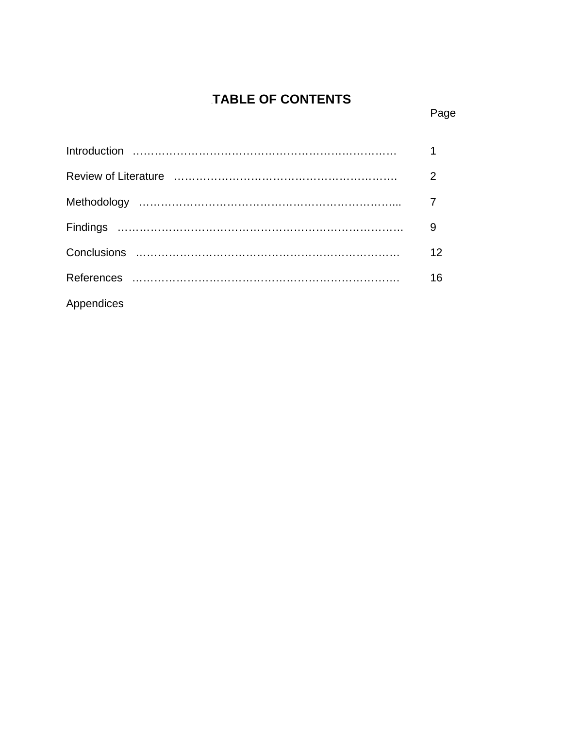# TABLE OF CONTENTS

| | Page |
|---|---|
| Introduction | 1 |
| Review of Literature | 2 |
| Methodology | 7 |
| Findings | 9 |
| Conclusions | 12 |
| References | 16 |
| Appendices | |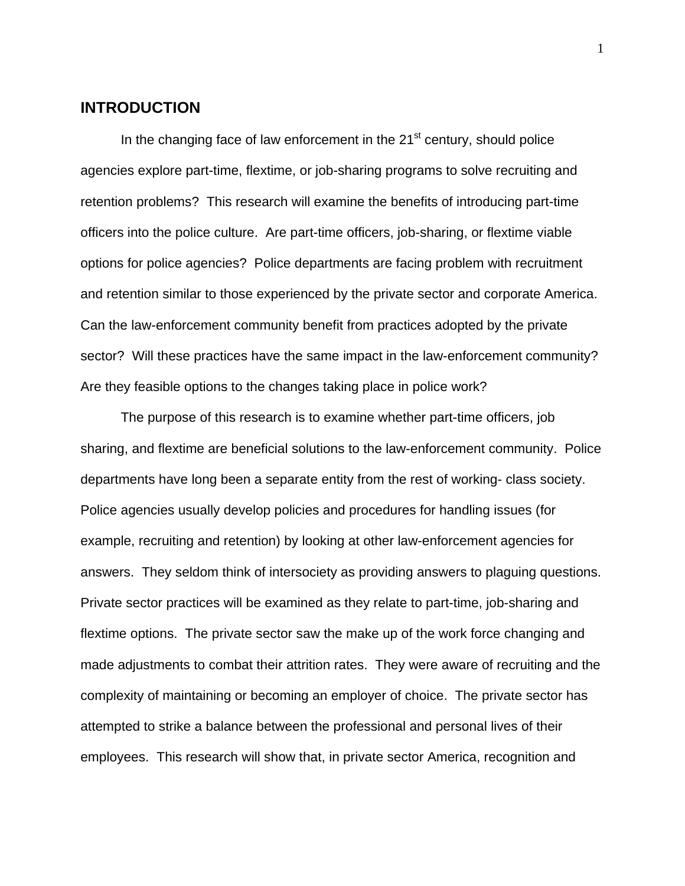## INTRODUCTION

In the changing face of law enforcement in the 21st century, should police agencies explore part-time, flextime, or job-sharing programs to solve recruiting and retention problems? This research will examine the benefits of introducing part-time officers into the police culture. Are part-time officers, job-sharing, or flextime viable options for police agencies? Police departments are facing problem with recruitment and retention similar to those experienced by the private sector and corporate America. Can the law-enforcement community benefit from practices adopted by the private sector? Will these practices have the same impact in the law-enforcement community? Are they feasible options to the changes taking place in police work?

The purpose of this research is to examine whether part-time officers, job sharing, and flextime are beneficial solutions to the law-enforcement community. Police departments have long been a separate entity from the rest of working- class society. Police agencies usually develop policies and procedures for handling issues (for example, recruiting and retention) by looking at other law-enforcement agencies for answers. They seldom think of intersociety as providing answers to plaguing questions. Private sector practices will be examined as they relate to part-time, job-sharing and flextime options. The private sector saw the make up of the work force changing and made adjustments to combat their attrition rates. They were aware of recruiting and the complexity of maintaining or becoming an employer of choice. The private sector has attempted to strike a balance between the professional and personal lives of their employees. This research will show that, in private sector America, recognition and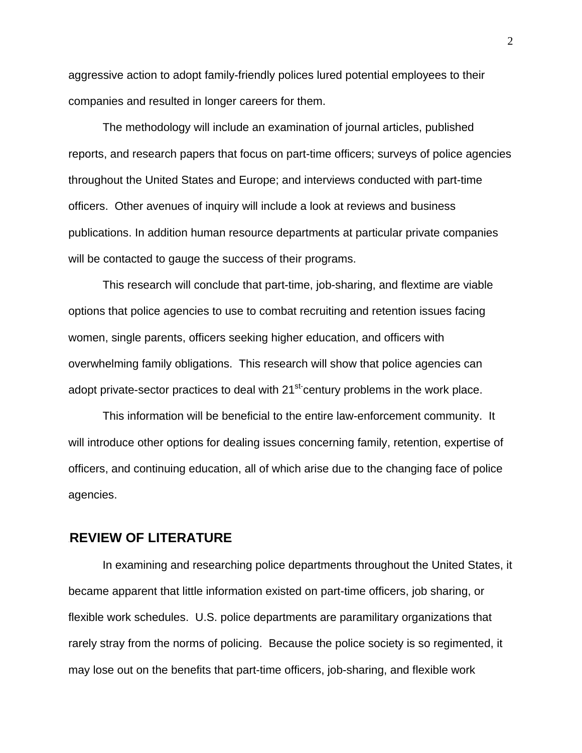aggressive action to adopt family-friendly polices lured potential employees to their companies and resulted in longer careers for them.

The methodology will include an examination of journal articles, published reports, and research papers that focus on part-time officers; surveys of police agencies throughout the United States and Europe; and interviews conducted with part-time officers. Other avenues of inquiry will include a look at reviews and business publications. In addition human resource departments at particular private companies will be contacted to gauge the success of their programs.

This research will conclude that part-time, job-sharing, and flextime are viable options that police agencies to use to combat recruiting and retention issues facing women, single parents, officers seeking higher education, and officers with overwhelming family obligations. This research will show that police agencies can adopt private-sector practices to deal with 21st-century problems in the work place.

This information will be beneficial to the entire law-enforcement community. It will introduce other options for dealing issues concerning family, retention, expertise of officers, and continuing education, all of which arise due to the changing face of police agencies.

## REVIEW OF LITERATURE

In examining and researching police departments throughout the United States, it became apparent that little information existed on part-time officers, job sharing, or flexible work schedules. U.S. police departments are paramilitary organizations that rarely stray from the norms of policing. Because the police society is so regimented, it may lose out on the benefits that part-time officers, job-sharing, and flexible work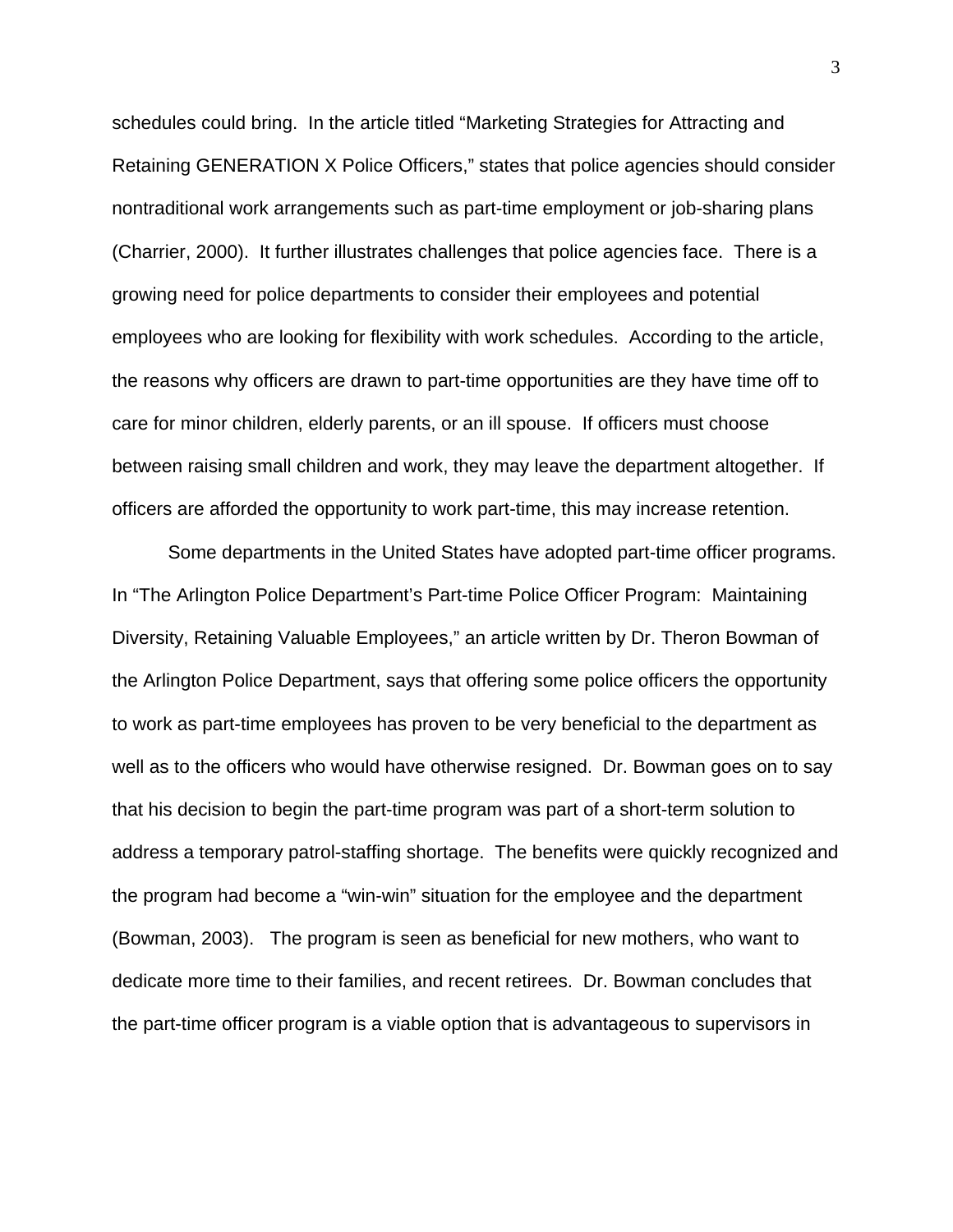schedules could bring. In the article titled "Marketing Strategies for Attracting and Retaining GENERATION X Police Officers," states that police agencies should consider nontraditional work arrangements such as part-time employment or job-sharing plans (Charrier, 2000). It further illustrates challenges that police agencies face. There is a growing need for police departments to consider their employees and potential employees who are looking for flexibility with work schedules. According to the article, the reasons why officers are drawn to part-time opportunities are they have time off to care for minor children, elderly parents, or an ill spouse. If officers must choose between raising small children and work, they may leave the department altogether. If officers are afforded the opportunity to work part-time, this may increase retention.

Some departments in the United States have adopted part-time officer programs. In "The Arlington Police Department's Part-time Police Officer Program: Maintaining Diversity, Retaining Valuable Employees," an article written by Dr. Theron Bowman of the Arlington Police Department, says that offering some police officers the opportunity to work as part-time employees has proven to be very beneficial to the department as well as to the officers who would have otherwise resigned. Dr. Bowman goes on to say that his decision to begin the part-time program was part of a short-term solution to address a temporary patrol-staffing shortage. The benefits were quickly recognized and the program had become a "win-win" situation for the employee and the department (Bowman, 2003). The program is seen as beneficial for new mothers, who want to dedicate more time to their families, and recent retirees. Dr. Bowman concludes that the part-time officer program is a viable option that is advantageous to supervisors in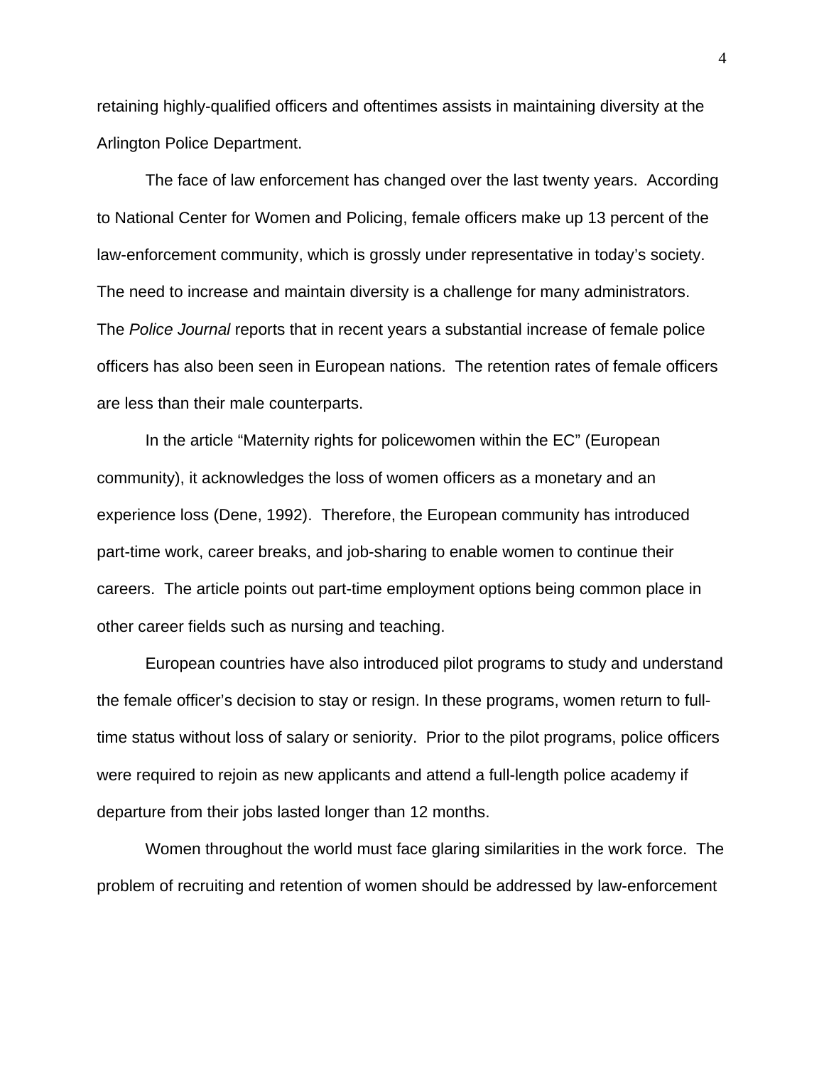retaining highly-qualified officers and oftentimes assists in maintaining diversity at the Arlington Police Department.

The face of law enforcement has changed over the last twenty years. According to National Center for Women and Policing, female officers make up 13 percent of the law-enforcement community, which is grossly under representative in today's society. The need to increase and maintain diversity is a challenge for many administrators. The *Police Journal* reports that in recent years a substantial increase of female police officers has also been seen in European nations. The retention rates of female officers are less than their male counterparts.

In the article "Maternity rights for policewomen within the EC" (European community), it acknowledges the loss of women officers as a monetary and an experience loss (Dene, 1992). Therefore, the European community has introduced part-time work, career breaks, and job-sharing to enable women to continue their careers. The article points out part-time employment options being common place in other career fields such as nursing and teaching.

European countries have also introduced pilot programs to study and understand the female officer's decision to stay or resign. In these programs, women return to full-time status without loss of salary or seniority. Prior to the pilot programs, police officers were required to rejoin as new applicants and attend a full-length police academy if departure from their jobs lasted longer than 12 months.

Women throughout the world must face glaring similarities in the work force. The problem of recruiting and retention of women should be addressed by law-enforcement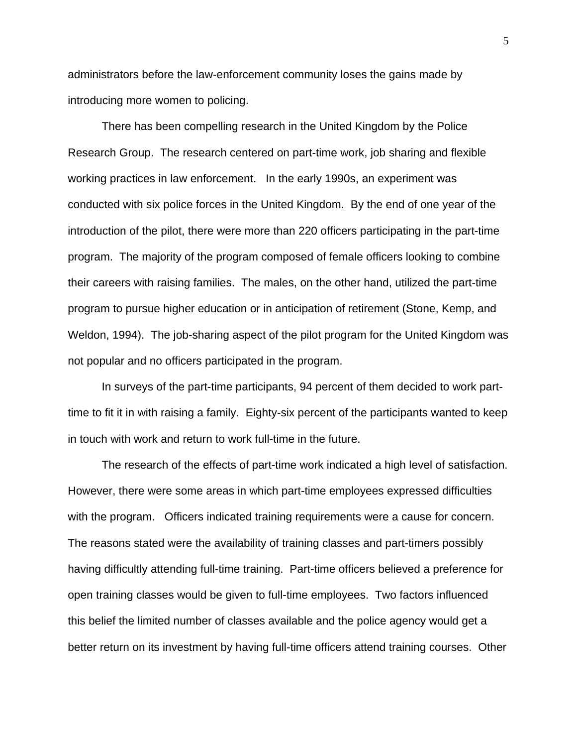administrators before the law-enforcement community loses the gains made by introducing more women to policing.

There has been compelling research in the United Kingdom by the Police Research Group. The research centered on part-time work, job sharing and flexible working practices in law enforcement. In the early 1990s, an experiment was conducted with six police forces in the United Kingdom. By the end of one year of the introduction of the pilot, there were more than 220 officers participating in the part-time program. The majority of the program composed of female officers looking to combine their careers with raising families. The males, on the other hand, utilized the part-time program to pursue higher education or in anticipation of retirement (Stone, Kemp, and Weldon, 1994). The job-sharing aspect of the pilot program for the United Kingdom was not popular and no officers participated in the program.

In surveys of the part-time participants, 94 percent of them decided to work part-time to fit it in with raising a family. Eighty-six percent of the participants wanted to keep in touch with work and return to work full-time in the future.

The research of the effects of part-time work indicated a high level of satisfaction. However, there were some areas in which part-time employees expressed difficulties with the program. Officers indicated training requirements were a cause for concern. The reasons stated were the availability of training classes and part-timers possibly having difficultly attending full-time training. Part-time officers believed a preference for open training classes would be given to full-time employees. Two factors influenced this belief the limited number of classes available and the police agency would get a better return on its investment by having full-time officers attend training courses. Other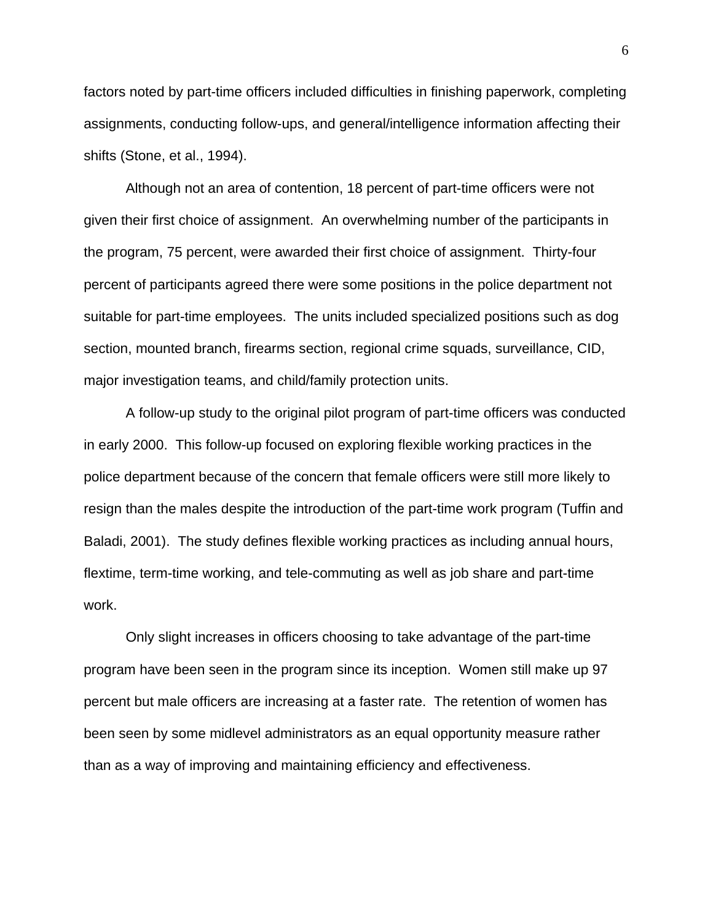factors noted by part-time officers included difficulties in finishing paperwork, completing assignments, conducting follow-ups, and general/intelligence information affecting their shifts (Stone, et al., 1994).

Although not an area of contention, 18 percent of part-time officers were not given their first choice of assignment. An overwhelming number of the participants in the program, 75 percent, were awarded their first choice of assignment. Thirty-four percent of participants agreed there were some positions in the police department not suitable for part-time employees. The units included specialized positions such as dog section, mounted branch, firearms section, regional crime squads, surveillance, CID, major investigation teams, and child/family protection units.

A follow-up study to the original pilot program of part-time officers was conducted in early 2000. This follow-up focused on exploring flexible working practices in the police department because of the concern that female officers were still more likely to resign than the males despite the introduction of the part-time work program (Tuffin and Baladi, 2001). The study defines flexible working practices as including annual hours, flextime, term-time working, and tele-commuting as well as job share and part-time work.

Only slight increases in officers choosing to take advantage of the part-time program have been seen in the program since its inception. Women still make up 97 percent but male officers are increasing at a faster rate. The retention of women has been seen by some midlevel administrators as an equal opportunity measure rather than as a way of improving and maintaining efficiency and effectiveness.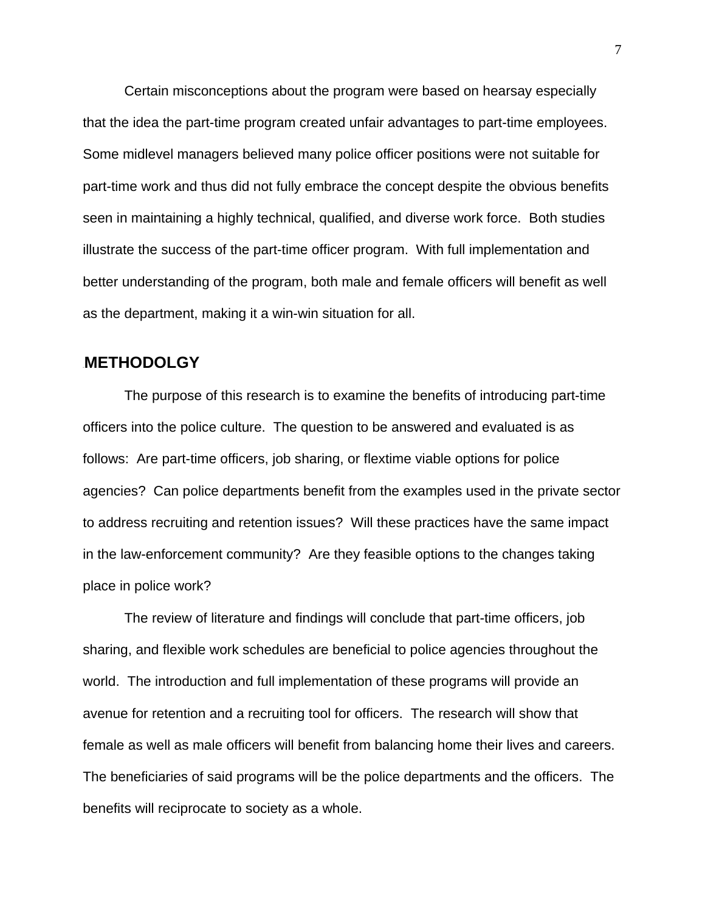Certain misconceptions about the program were based on hearsay especially that the idea the part-time program created unfair advantages to part-time employees. Some midlevel managers believed many police officer positions were not suitable for part-time work and thus did not fully embrace the concept despite the obvious benefits seen in maintaining a highly technical, qualified, and diverse work force. Both studies illustrate the success of the part-time officer program. With full implementation and better understanding of the program, both male and female officers will benefit as well as the department, making it a win-win situation for all.

## METHODOLGY

The purpose of this research is to examine the benefits of introducing part-time officers into the police culture. The question to be answered and evaluated is as follows: Are part-time officers, job sharing, or flextime viable options for police agencies? Can police departments benefit from the examples used in the private sector to address recruiting and retention issues? Will these practices have the same impact in the law-enforcement community? Are they feasible options to the changes taking place in police work?

The review of literature and findings will conclude that part-time officers, job sharing, and flexible work schedules are beneficial to police agencies throughout the world. The introduction and full implementation of these programs will provide an avenue for retention and a recruiting tool for officers. The research will show that female as well as male officers will benefit from balancing home their lives and careers. The beneficiaries of said programs will be the police departments and the officers. The benefits will reciprocate to society as a whole.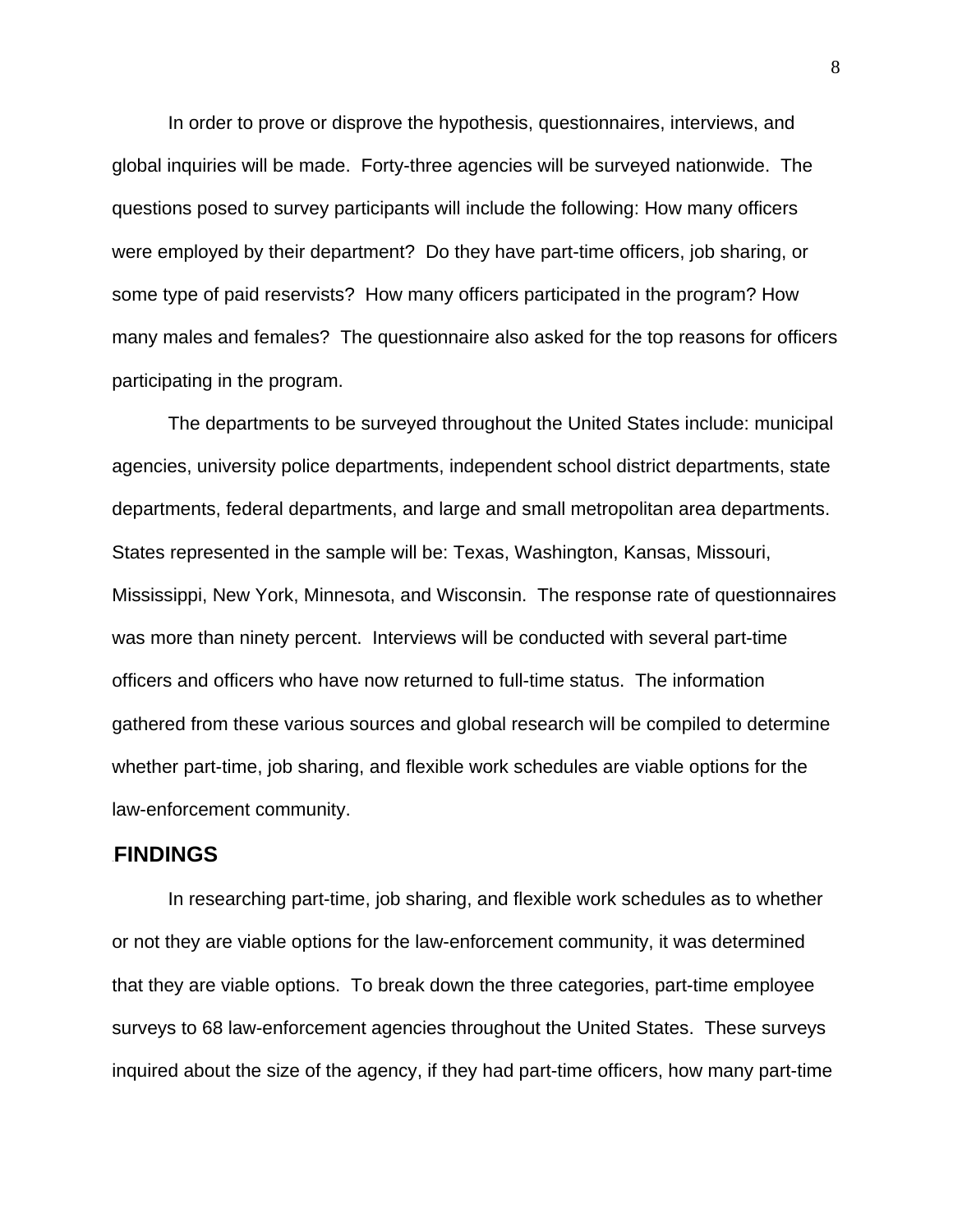In order to prove or disprove the hypothesis, questionnaires, interviews, and global inquiries will be made. Forty-three agencies will be surveyed nationwide. The questions posed to survey participants will include the following: How many officers were employed by their department? Do they have part-time officers, job sharing, or some type of paid reservists? How many officers participated in the program? How many males and females? The questionnaire also asked for the top reasons for officers participating in the program.

The departments to be surveyed throughout the United States include: municipal agencies, university police departments, independent school district departments, state departments, federal departments, and large and small metropolitan area departments. States represented in the sample will be: Texas, Washington, Kansas, Missouri, Mississippi, New York, Minnesota, and Wisconsin. The response rate of questionnaires was more than ninety percent. Interviews will be conducted with several part-time officers and officers who have now returned to full-time status. The information gathered from these various sources and global research will be compiled to determine whether part-time, job sharing, and flexible work schedules are viable options for the law-enforcement community.

## FINDINGS

In researching part-time, job sharing, and flexible work schedules as to whether or not they are viable options for the law-enforcement community, it was determined that they are viable options. To break down the three categories, part-time employee surveys to 68 law-enforcement agencies throughout the United States. These surveys inquired about the size of the agency, if they had part-time officers, how many part-time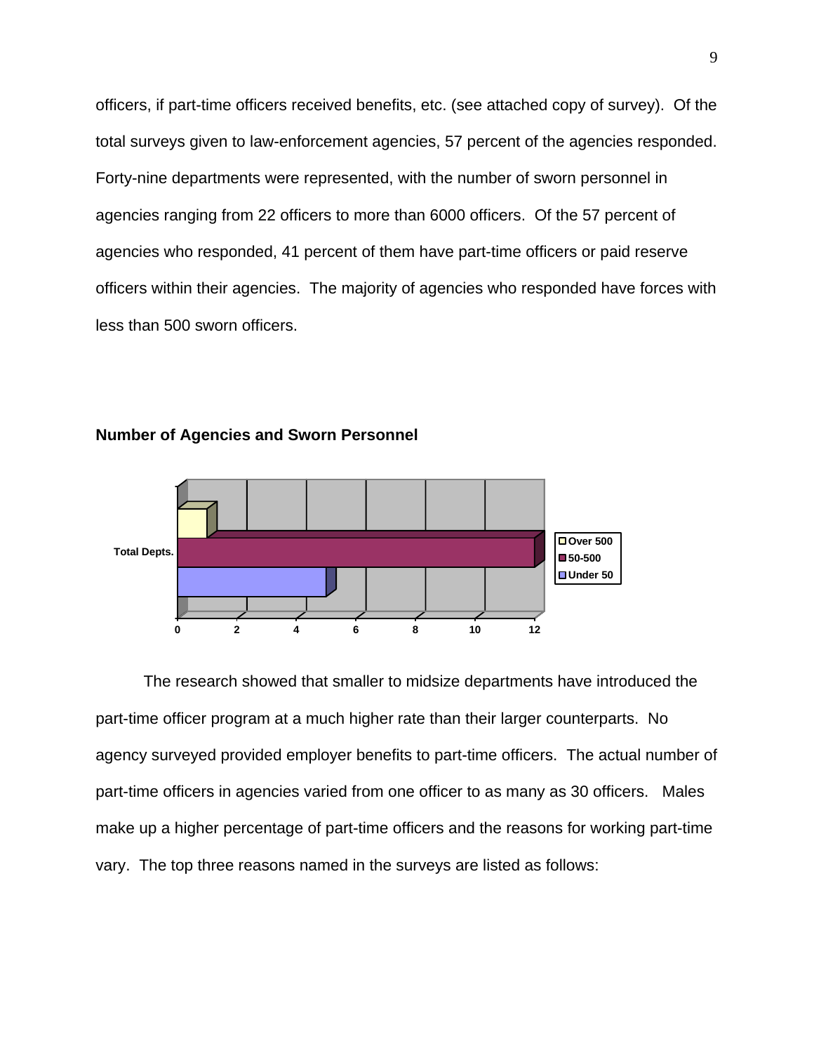officers, if part-time officers received benefits, etc. (see attached copy of survey). Of the total surveys given to law-enforcement agencies, 57 percent of the agencies responded. Forty-nine departments were represented, with the number of sworn personnel in agencies ranging from 22 officers to more than 6000 officers. Of the 57 percent of agencies who responded, 41 percent of them have part-time officers or paid reserve officers within their agencies. The majority of agencies who responded have forces with less than 500 sworn officers.

**Number of Agencies and Sworn Personnel**

The research showed that smaller to midsize departments have introduced the part-time officer program at a much higher rate than their larger counterparts. No agency surveyed provided employer benefits to part-time officers. The actual number of part-time officers in agencies varied from one officer to as many as 30 officers. Males make up a higher percentage of part-time officers and the reasons for working part-time vary. The top three reasons named in the surveys are listed as follows: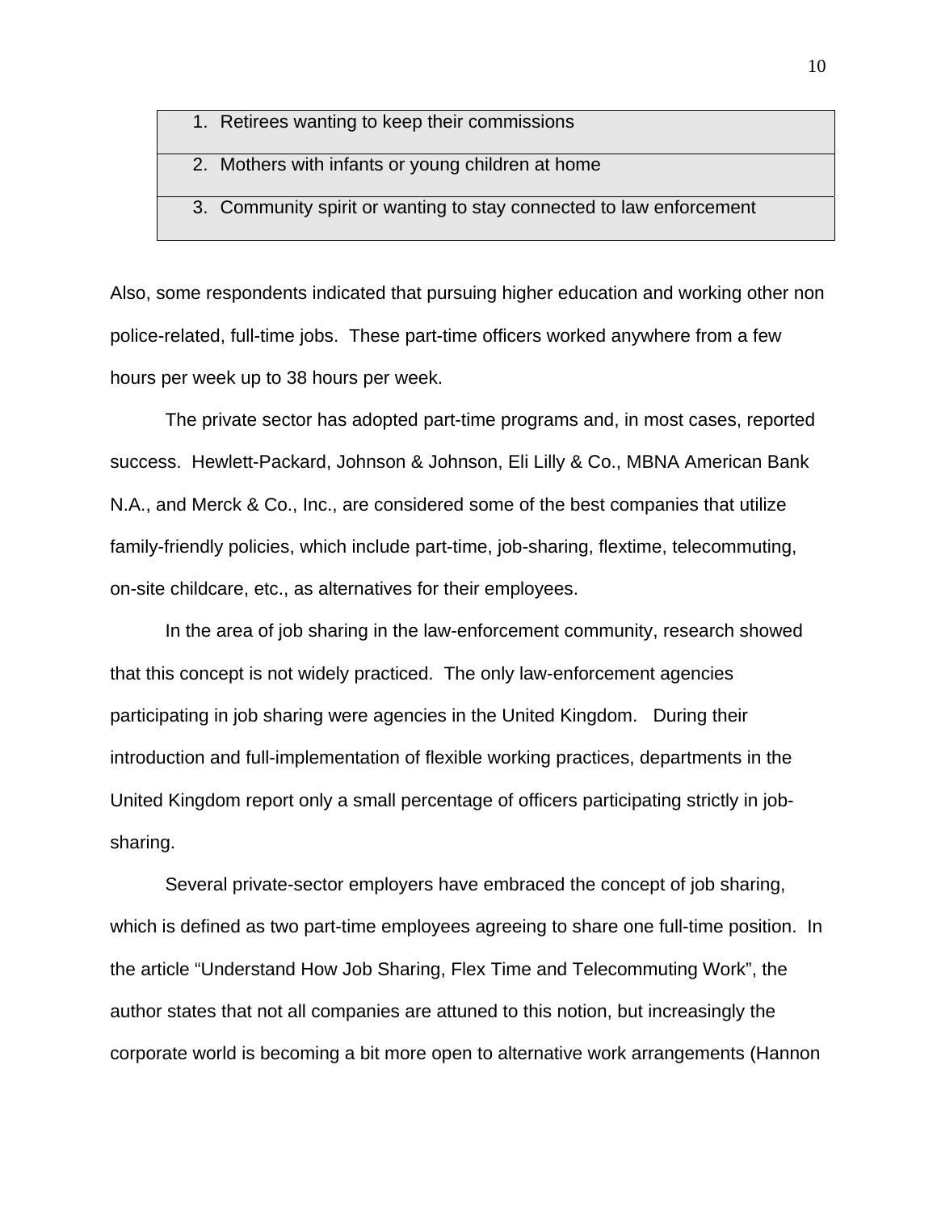| 1. Retirees wanting to keep their commissions |
| --- |
| 2. Mothers with infants or young children at home |
| 3. Community spirit or wanting to stay connected to law enforcement |

Also, some respondents indicated that pursuing higher education and working other non police-related, full-time jobs. These part-time officers worked anywhere from a few hours per week up to 38 hours per week.

The private sector has adopted part-time programs and, in most cases, reported success. Hewlett-Packard, Johnson & Johnson, Eli Lilly & Co., MBNA American Bank N.A., and Merck & Co., Inc., are considered some of the best companies that utilize family-friendly policies, which include part-time, job-sharing, flextime, telecommuting, on-site childcare, etc., as alternatives for their employees.

In the area of job sharing in the law-enforcement community, research showed that this concept is not widely practiced. The only law-enforcement agencies participating in job sharing were agencies in the United Kingdom. During their introduction and full-implementation of flexible working practices, departments in the United Kingdom report only a small percentage of officers participating strictly in job-sharing.

Several private-sector employers have embraced the concept of job sharing, which is defined as two part-time employees agreeing to share one full-time position. In the article "Understand How Job Sharing, Flex Time and Telecommuting Work", the author states that not all companies are attuned to this notion, but increasingly the corporate world is becoming a bit more open to alternative work arrangements (Hannon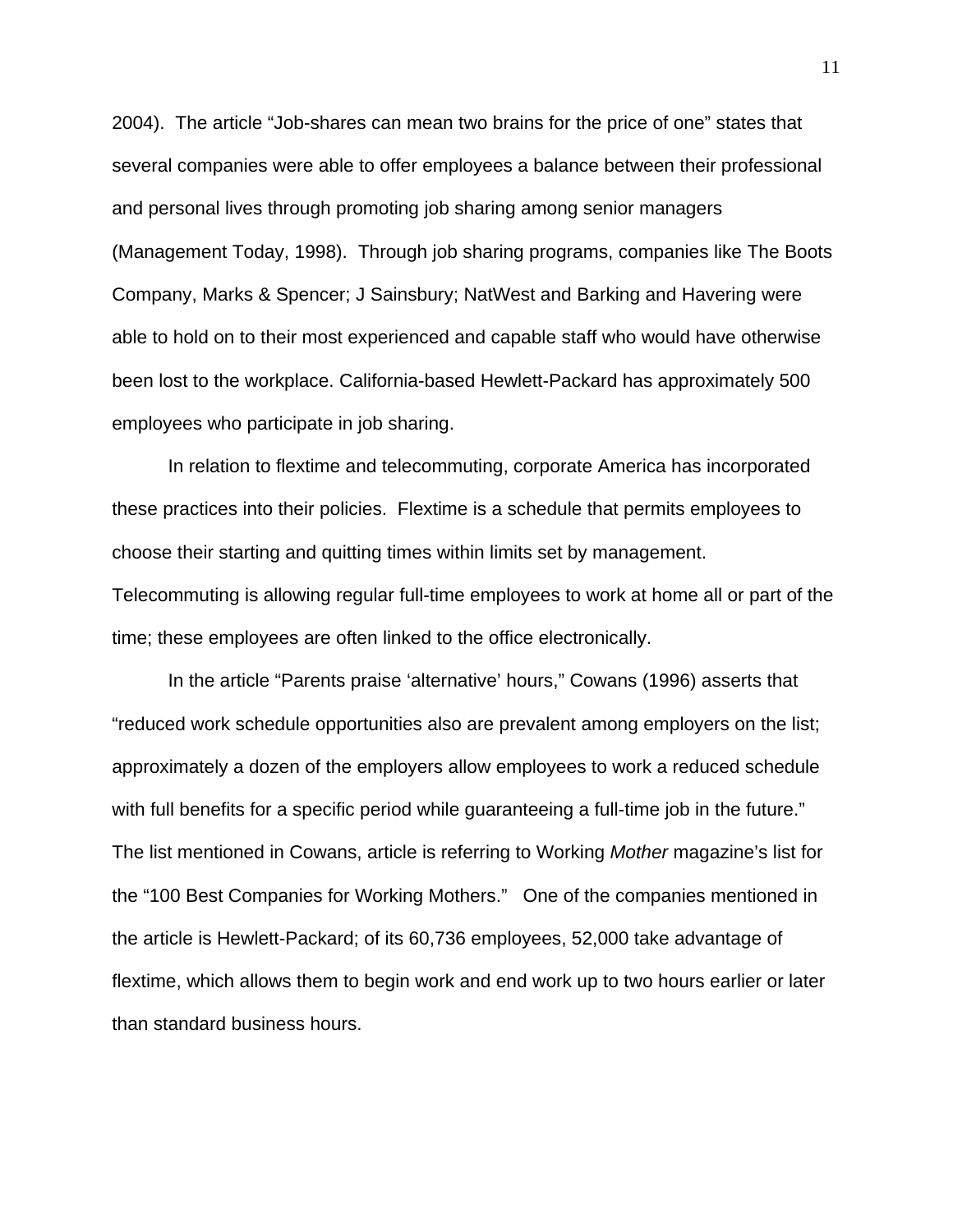2004). The article "Job-shares can mean two brains for the price of one" states that several companies were able to offer employees a balance between their professional and personal lives through promoting job sharing among senior managers (Management Today, 1998). Through job sharing programs, companies like The Boots Company, Marks & Spencer; J Sainsbury; NatWest and Barking and Havering were able to hold on to their most experienced and capable staff who would have otherwise been lost to the workplace. California-based Hewlett-Packard has approximately 500 employees who participate in job sharing.

In relation to flextime and telecommuting, corporate America has incorporated these practices into their policies. Flextime is a schedule that permits employees to choose their starting and quitting times within limits set by management. Telecommuting is allowing regular full-time employees to work at home all or part of the time; these employees are often linked to the office electronically.

In the article "Parents praise 'alternative' hours," Cowans (1996) asserts that "reduced work schedule opportunities also are prevalent among employers on the list; approximately a dozen of the employers allow employees to work a reduced schedule with full benefits for a specific period while guaranteeing a full-time job in the future." The list mentioned in Cowans, article is referring to Working *Mother* magazine's list for the "100 Best Companies for Working Mothers." One of the companies mentioned in the article is Hewlett-Packard; of its 60,736 employees, 52,000 take advantage of flextime, which allows them to begin work and end work up to two hours earlier or later than standard business hours.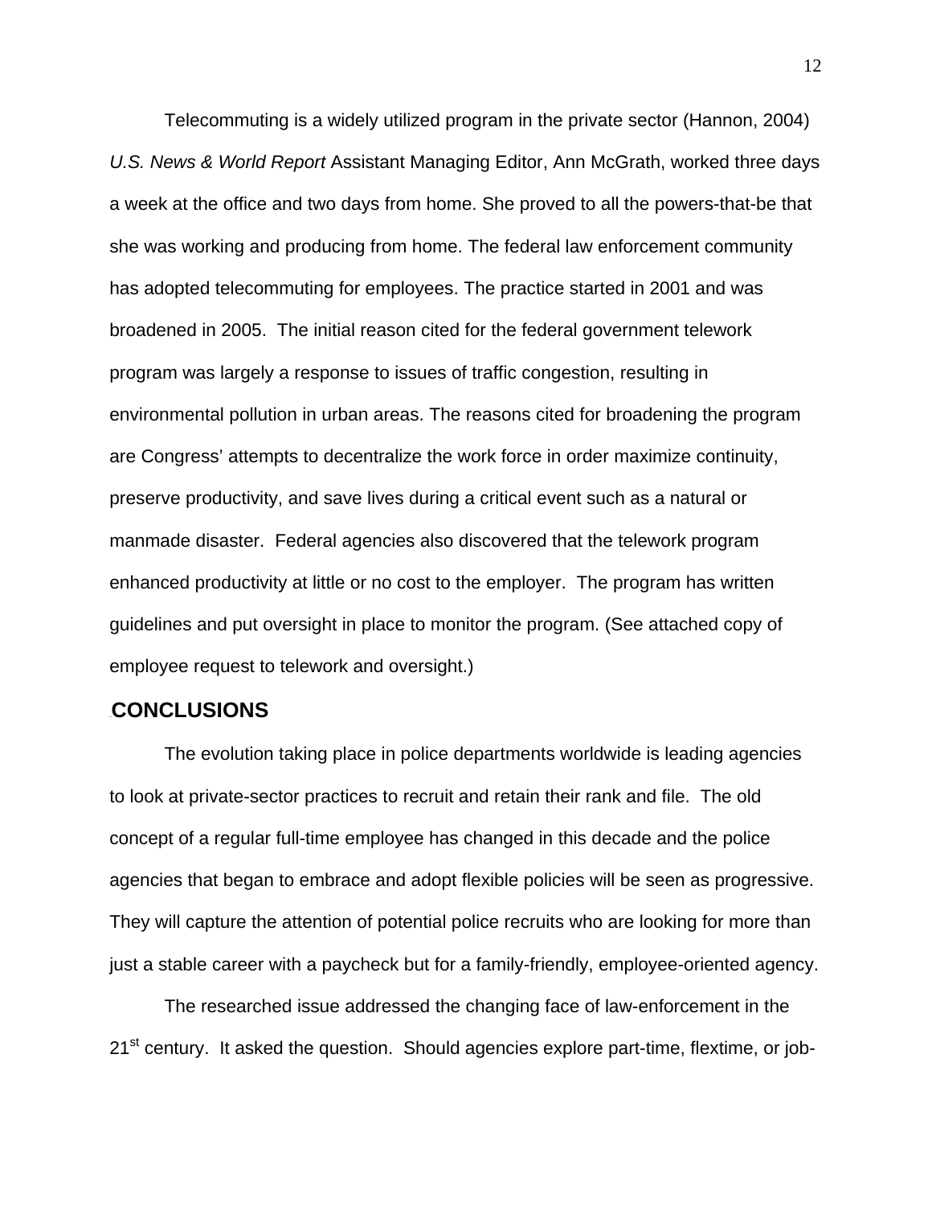Telecommuting is a widely utilized program in the private sector (Hannon, 2004) *U.S. News & World Report* Assistant Managing Editor, Ann McGrath, worked three days a week at the office and two days from home. She proved to all the powers-that-be that she was working and producing from home. The federal law enforcement community has adopted telecommuting for employees. The practice started in 2001 and was broadened in 2005. The initial reason cited for the federal government telework program was largely a response to issues of traffic congestion, resulting in environmental pollution in urban areas. The reasons cited for broadening the program are Congress' attempts to decentralize the work force in order maximize continuity, preserve productivity, and save lives during a critical event such as a natural or manmade disaster. Federal agencies also discovered that the telework program enhanced productivity at little or no cost to the employer. The program has written guidelines and put oversight in place to monitor the program. (See attached copy of employee request to telework and oversight.)

## CONCLUSIONS

The evolution taking place in police departments worldwide is leading agencies to look at private-sector practices to recruit and retain their rank and file. The old concept of a regular full-time employee has changed in this decade and the police agencies that began to embrace and adopt flexible policies will be seen as progressive. They will capture the attention of potential police recruits who are looking for more than just a stable career with a paycheck but for a family-friendly, employee-oriented agency.

The researched issue addressed the changing face of law-enforcement in the 21st century. It asked the question. Should agencies explore part-time, flextime, or job-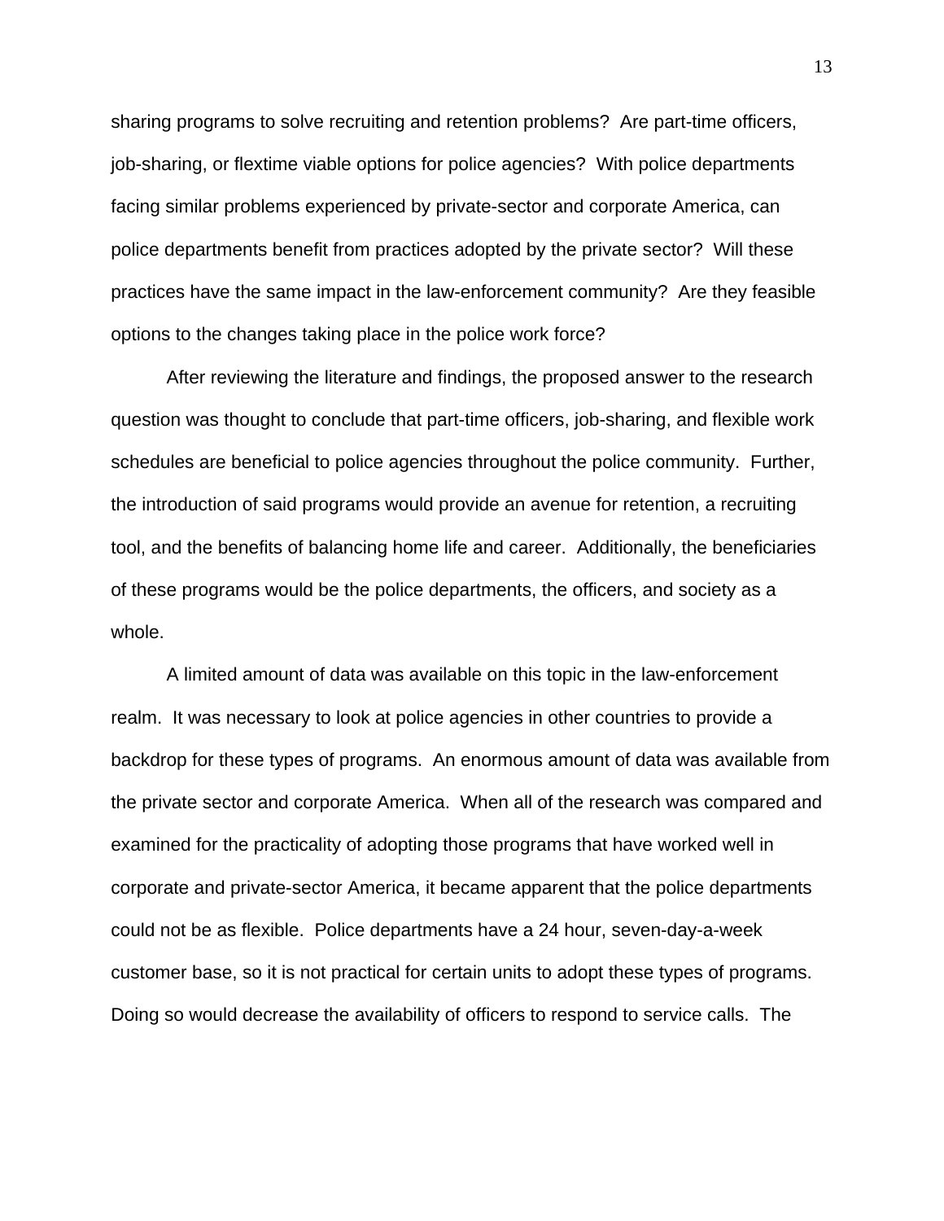sharing programs to solve recruiting and retention problems? Are part-time officers, job-sharing, or flextime viable options for police agencies? With police departments facing similar problems experienced by private-sector and corporate America, can police departments benefit from practices adopted by the private sector? Will these practices have the same impact in the law-enforcement community? Are they feasible options to the changes taking place in the police work force?

After reviewing the literature and findings, the proposed answer to the research question was thought to conclude that part-time officers, job-sharing, and flexible work schedules are beneficial to police agencies throughout the police community. Further, the introduction of said programs would provide an avenue for retention, a recruiting tool, and the benefits of balancing home life and career. Additionally, the beneficiaries of these programs would be the police departments, the officers, and society as a whole.

A limited amount of data was available on this topic in the law-enforcement realm. It was necessary to look at police agencies in other countries to provide a backdrop for these types of programs. An enormous amount of data was available from the private sector and corporate America. When all of the research was compared and examined for the practicality of adopting those programs that have worked well in corporate and private-sector America, it became apparent that the police departments could not be as flexible. Police departments have a 24 hour, seven-day-a-week customer base, so it is not practical for certain units to adopt these types of programs. Doing so would decrease the availability of officers to respond to service calls. The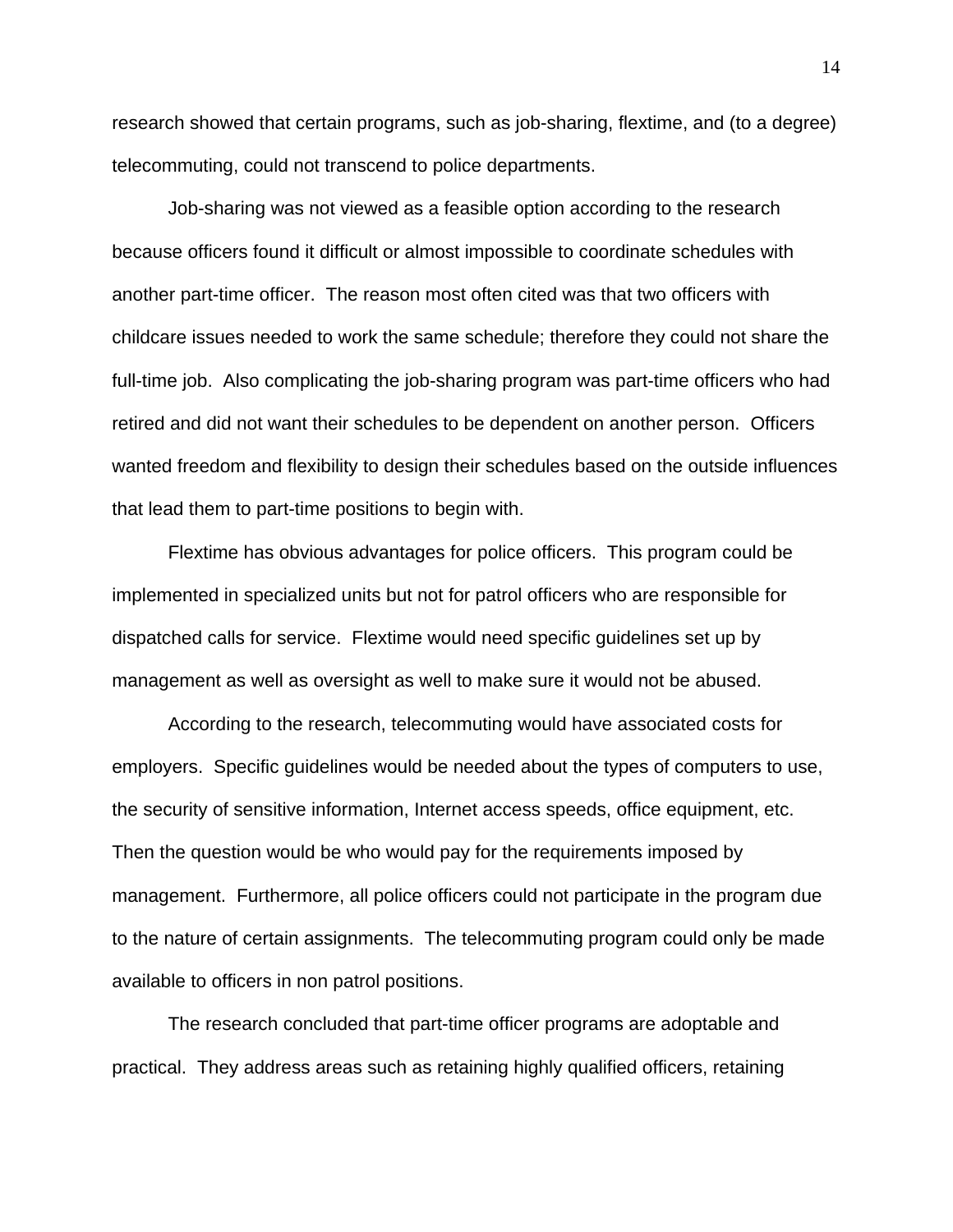research showed that certain programs, such as job-sharing, flextime, and (to a degree) telecommuting, could not transcend to police departments.

Job-sharing was not viewed as a feasible option according to the research because officers found it difficult or almost impossible to coordinate schedules with another part-time officer. The reason most often cited was that two officers with childcare issues needed to work the same schedule; therefore they could not share the full-time job. Also complicating the job-sharing program was part-time officers who had retired and did not want their schedules to be dependent on another person. Officers wanted freedom and flexibility to design their schedules based on the outside influences that lead them to part-time positions to begin with.

Flextime has obvious advantages for police officers. This program could be implemented in specialized units but not for patrol officers who are responsible for dispatched calls for service. Flextime would need specific guidelines set up by management as well as oversight as well to make sure it would not be abused.

According to the research, telecommuting would have associated costs for employers. Specific guidelines would be needed about the types of computers to use, the security of sensitive information, Internet access speeds, office equipment, etc. Then the question would be who would pay for the requirements imposed by management. Furthermore, all police officers could not participate in the program due to the nature of certain assignments. The telecommuting program could only be made available to officers in non patrol positions.

The research concluded that part-time officer programs are adoptable and practical. They address areas such as retaining highly qualified officers, retaining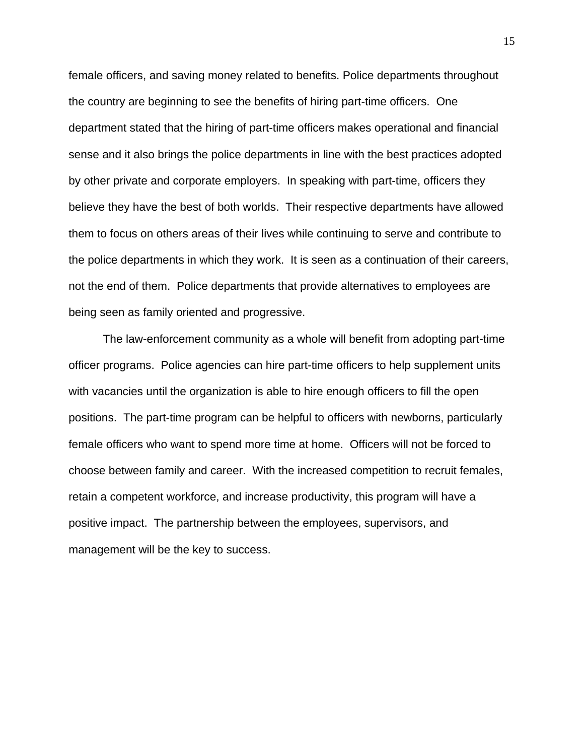female officers, and saving money related to benefits. Police departments throughout the country are beginning to see the benefits of hiring part-time officers.  One department stated that the hiring of part-time officers makes operational and financial sense and it also brings the police departments in line with the best practices adopted by other private and corporate employers.  In speaking with part-time, officers they believe they have the best of both worlds.  Their respective departments have allowed them to focus on others areas of their lives while continuing to serve and contribute to the police departments in which they work.  It is seen as a continuation of their careers, not the end of them.  Police departments that provide alternatives to employees are being seen as family oriented and progressive.

The law-enforcement community as a whole will benefit from adopting part-time officer programs.  Police agencies can hire part-time officers to help supplement units with vacancies until the organization is able to hire enough officers to fill the open positions.  The part-time program can be helpful to officers with newborns, particularly female officers who want to spend more time at home.  Officers will not be forced to choose between family and career.  With the increased competition to recruit females, retain a competent workforce, and increase productivity, this program will have a positive impact.  The partnership between the employees, supervisors, and management will be the key to success.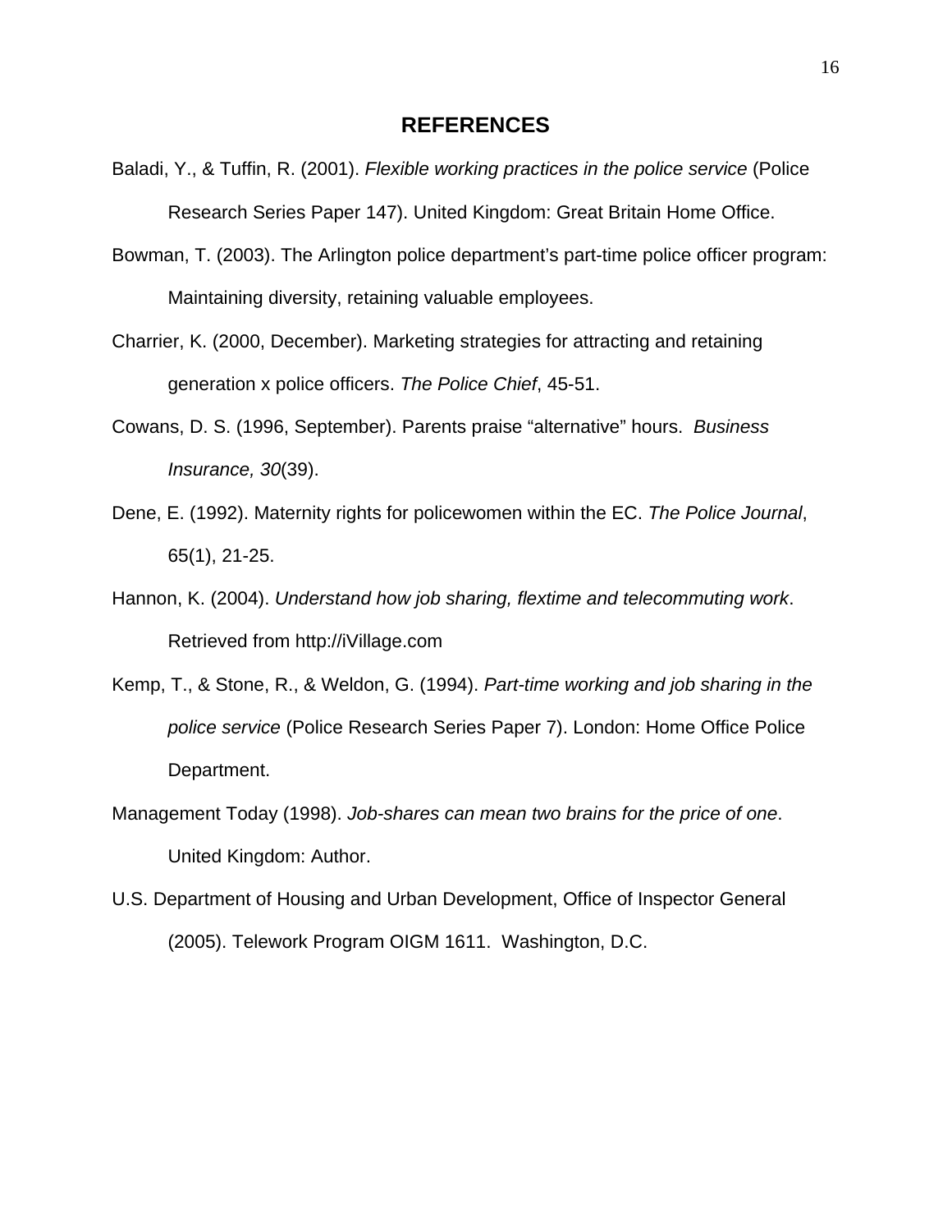# REFERENCES

Baladi, Y., & Tuffin, R. (2001). *Flexible working practices in the police service* (Police Research Series Paper 147). United Kingdom: Great Britain Home Office.

Bowman, T. (2003). The Arlington police department's part-time police officer program: Maintaining diversity, retaining valuable employees.

Charrier, K. (2000, December). Marketing strategies for attracting and retaining generation x police officers. *The Police Chief*, 45-51.

Cowans, D. S. (1996, September). Parents praise "alternative" hours. *Business Insurance, 30*(39).

Dene, E. (1992). Maternity rights for policewomen within the EC. *The Police Journal*, 65(1), 21-25.

Hannon, K. (2004). *Understand how job sharing, flextime and telecommuting work*. Retrieved from http://iVillage.com

Kemp, T., & Stone, R., & Weldon, G. (1994). *Part-time working and job sharing in the police service* (Police Research Series Paper 7). London: Home Office Police Department.

Management Today (1998). *Job-shares can mean two brains for the price of one*. United Kingdom: Author.

U.S. Department of Housing and Urban Development, Office of Inspector General (2005). Telework Program OIGM 1611. Washington, D.C.